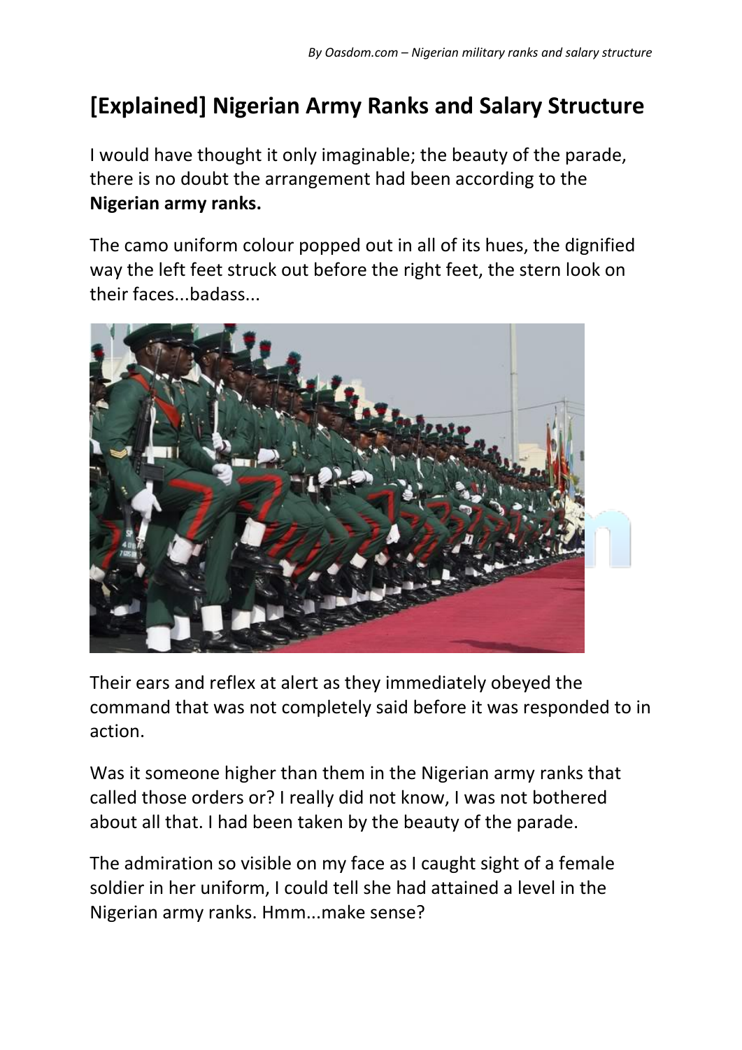# [Explained] Nigerian Army Ranks and Salary Structure

I would have thought it only imaginable; the beauty of the parade, there is no doubt the arrangement had been according to the **Nigerian army ranks.**

The camo uniform colour popped out in all of its hues, the dignified way the left feet struck out before the right feet, the stern look on their faces...badass...

Their ears and reflex at alert as they immediately obeyed the command that was not completely said before it was responded to in action.

Was it someone higher than them in the Nigerian army ranks that called those orders or? I really did not know, I was not bothered about all that. I had been taken by the beauty of the parade.

The admiration so visible on my face as I caught sight of a female soldier in her uniform, I could tell she had attained a level in the Nigerian army ranks. Hmm...make sense?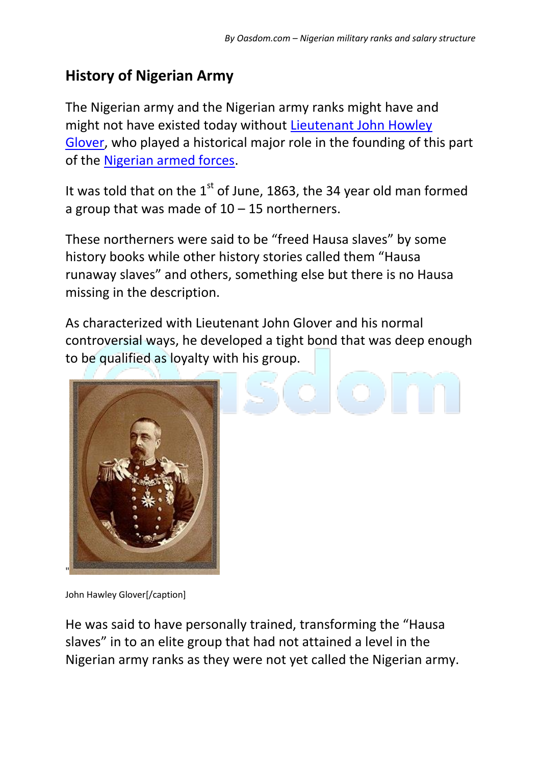## History of Nigerian Army

The Nigerian army and the Nigerian army ranks might have and might not have existed today without Lieutenant John Howley Glover, who played a historical major role in the founding of this part of the Nigerian armed forces.

It was told that on the 1st of June, 1863, the 34 year old man formed a group that was made of 10 – 15 northerners.

These northerners were said to be "freed Hausa slaves" by some history books while other history stories called them "Hausa runaway slaves" and others, something else but there is no Hausa missing in the description.

As characterized with Lieutenant John Glover and his normal controversial ways, he developed a tight bond that was deep enough to be qualified as loyalty with his group.

"

John Hawley Glover[/caption]

He was said to have personally trained, transforming the "Hausa slaves" in to an elite group that had not attained a level in the Nigerian army ranks as they were not yet called the Nigerian army.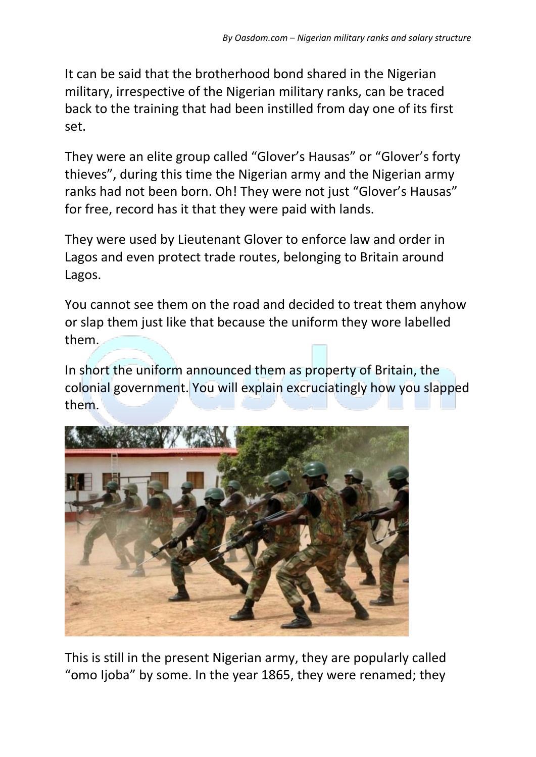It can be said that the brotherhood bond shared in the Nigerian military, irrespective of the Nigerian military ranks, can be traced back to the training that had been instilled from day one of its first set.

They were an elite group called "Glover's Hausas" or "Glover's forty thieves", during this time the Nigerian army and the Nigerian army ranks had not been born. Oh! They were not just "Glover's Hausas" for free, record has it that they were paid with lands.

They were used by Lieutenant Glover to enforce law and order in Lagos and even protect trade routes, belonging to Britain around Lagos.

You cannot see them on the road and decided to treat them anyhow or slap them just like that because the uniform they wore labelled them.

In short the uniform announced them as property of Britain, the colonial government. You will explain excruciatingly how you slapped them.

This is still in the present Nigerian army, they are popularly called "omo Ijoba" by some. In the year 1865, they were renamed; they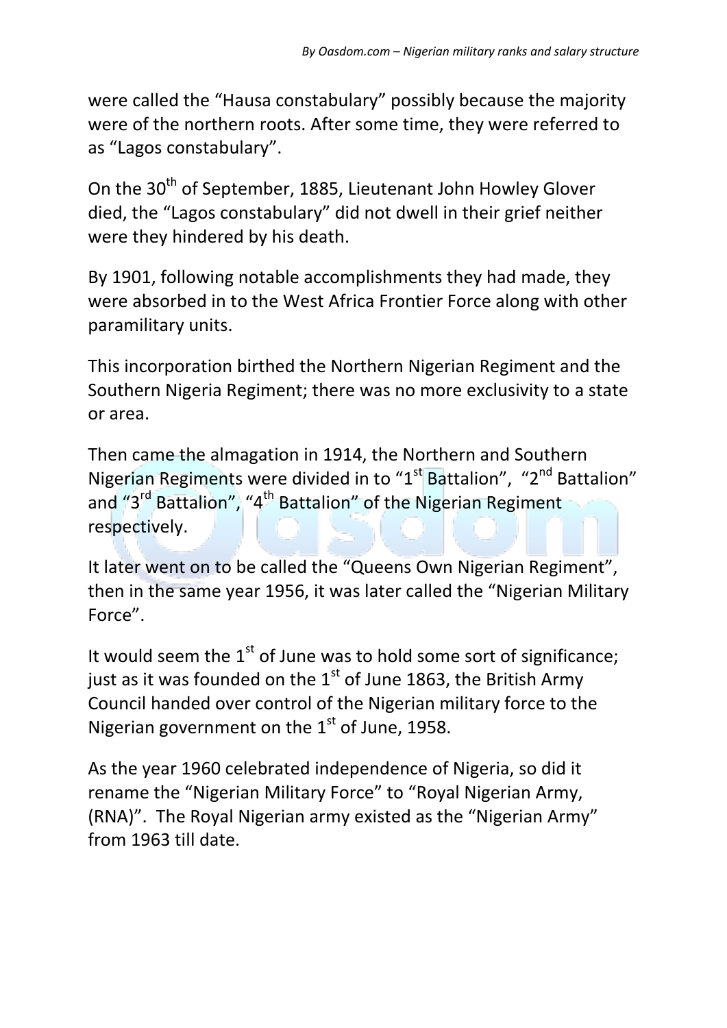were called the "Hausa constabulary" possibly because the majority were of the northern roots. After some time, they were referred to as "Lagos constabulary".

On the 30th of September, 1885, Lieutenant John Howley Glover died, the "Lagos constabulary" did not dwell in their grief neither were they hindered by his death.

By 1901, following notable accomplishments they had made, they were absorbed in to the West Africa Frontier Force along with other paramilitary units.

This incorporation birthed the Northern Nigerian Regiment and the Southern Nigeria Regiment; there was no more exclusivity to a state or area.

Then came the almagation in 1914, the Northern and Southern Nigerian Regiments were divided in to "1st Battalion", "2nd Battalion" and "3rd Battalion", "4th Battalion" of the Nigerian Regiment respectively.

It later went on to be called the "Queens Own Nigerian Regiment", then in the same year 1956, it was later called the "Nigerian Military Force".

It would seem the 1st of June was to hold some sort of significance; just as it was founded on the 1st of June 1863, the British Army Council handed over control of the Nigerian military force to the Nigerian government on the 1st of June, 1958.

As the year 1960 celebrated independence of Nigeria, so did it rename the "Nigerian Military Force" to "Royal Nigerian Army, (RNA)". The Royal Nigerian army existed as the "Nigerian Army" from 1963 till date.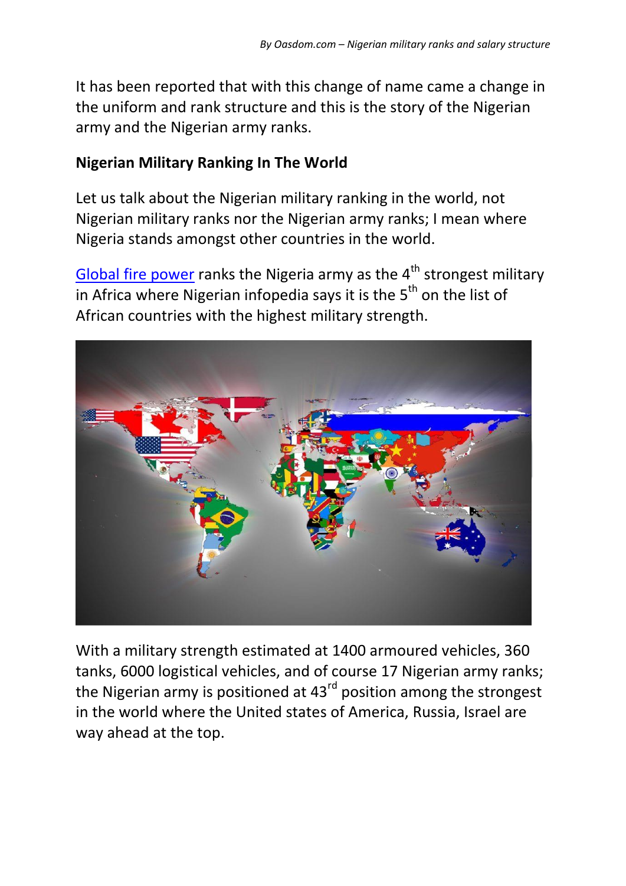It has been reported that with this change of name came a change in the uniform and rank structure and this is the story of the Nigerian army and the Nigerian army ranks.

**Nigerian Military Ranking In The World**

Let us talk about the Nigerian military ranking in the world, not Nigerian military ranks nor the Nigerian army ranks; I mean where Nigeria stands amongst other countries in the world.

[Global fire power](#) ranks the Nigeria army as the 4th strongest military in Africa where Nigerian infopedia says it is the 5th on the list of African countries with the highest military strength.

With a military strength estimated at 1400 armoured vehicles, 360 tanks, 6000 logistical vehicles, and of course 17 Nigerian army ranks; the Nigerian army is positioned at 43rd position among the strongest in the world where the United states of America, Russia, Israel are way ahead at the top.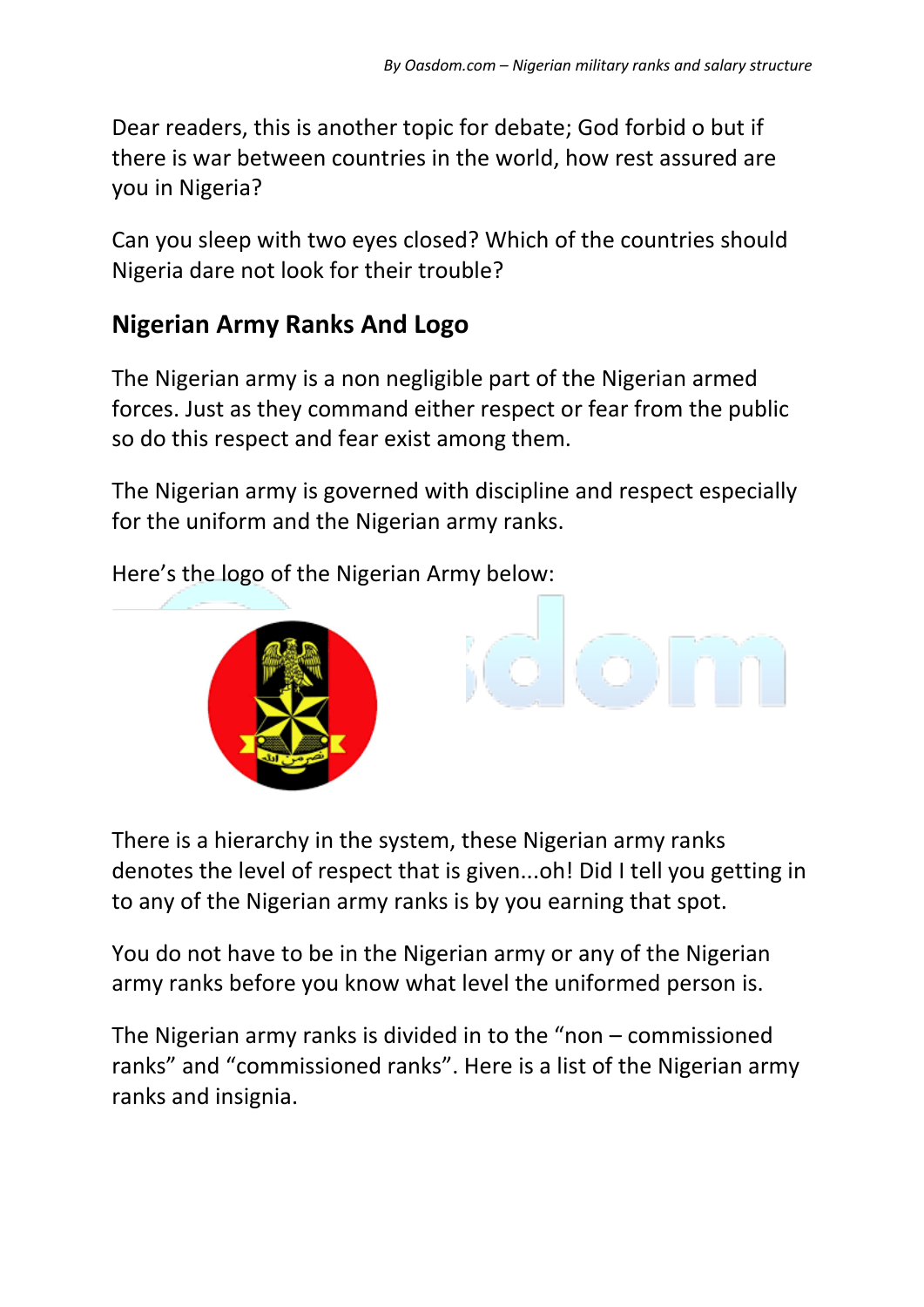Dear readers, this is another topic for debate; God forbid o but if there is war between countries in the world, how rest assured are you in Nigeria?

Can you sleep with two eyes closed? Which of the countries should Nigeria dare not look for their trouble?

## Nigerian Army Ranks And Logo

The Nigerian army is a non negligible part of the Nigerian armed forces. Just as they command either respect or fear from the public so do this respect and fear exist among them.

The Nigerian army is governed with discipline and respect especially for the uniform and the Nigerian army ranks.

Here's the logo of the Nigerian Army below:

There is a hierarchy in the system, these Nigerian army ranks denotes the level of respect that is given...oh! Did I tell you getting in to any of the Nigerian army ranks is by you earning that spot.

You do not have to be in the Nigerian army or any of the Nigerian army ranks before you know what level the uniformed person is.

The Nigerian army ranks is divided in to the "non – commissioned ranks" and "commissioned ranks". Here is a list of the Nigerian army ranks and insignia.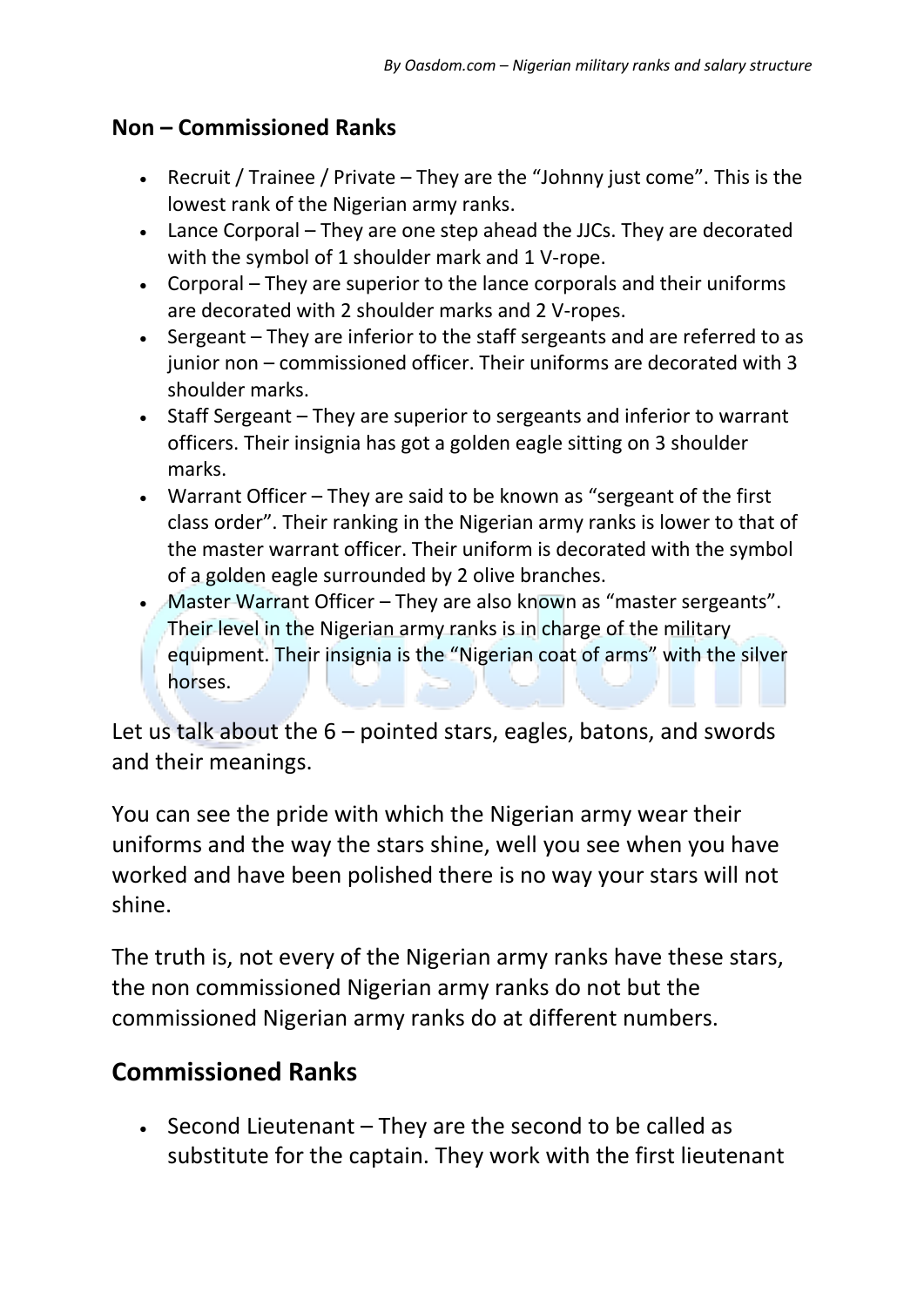## Non – Commissioned Ranks

- Recruit / Trainee / Private – They are the "Johnny just come". This is the lowest rank of the Nigerian army ranks.
- Lance Corporal – They are one step ahead the JJCs. They are decorated with the symbol of 1 shoulder mark and 1 V-rope.
- Corporal – They are superior to the lance corporals and their uniforms are decorated with 2 shoulder marks and 2 V-ropes.
- Sergeant – They are inferior to the staff sergeants and are referred to as junior non – commissioned officer. Their uniforms are decorated with 3 shoulder marks.
- Staff Sergeant – They are superior to sergeants and inferior to warrant officers. Their insignia has got a golden eagle sitting on 3 shoulder marks.
- Warrant Officer – They are said to be known as "sergeant of the first class order". Their ranking in the Nigerian army ranks is lower to that of the master warrant officer. Their uniform is decorated with the symbol of a golden eagle surrounded by 2 olive branches.
- Master Warrant Officer – They are also known as "master sergeants". Their level in the Nigerian army ranks is in charge of the military equipment. Their insignia is the "Nigerian coat of arms" with the silver horses.

Let us talk about the 6 – pointed stars, eagles, batons, and swords and their meanings.

You can see the pride with which the Nigerian army wear their uniforms and the way the stars shine, well you see when you have worked and have been polished there is no way your stars will not shine.

The truth is, not every of the Nigerian army ranks have these stars, the non commissioned Nigerian army ranks do not but the commissioned Nigerian army ranks do at different numbers.

## Commissioned Ranks

- Second Lieutenant – They are the second to be called as substitute for the captain. They work with the first lieutenant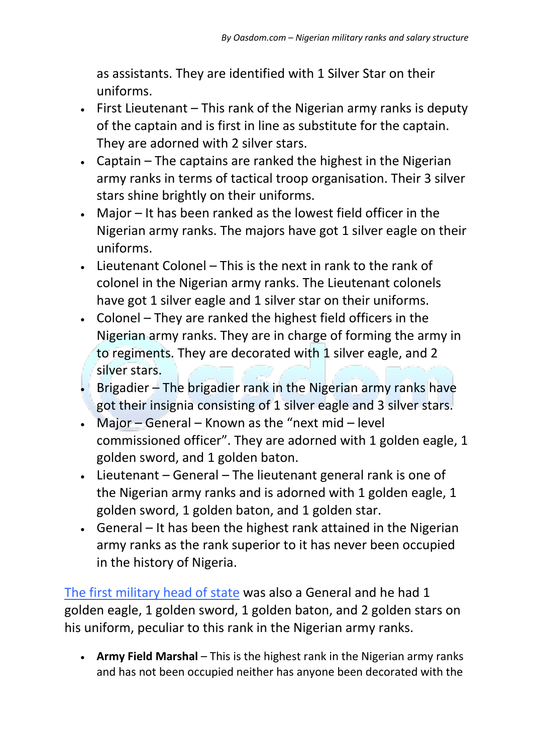as assistants. They are identified with 1 Silver Star on their uniforms.

- First Lieutenant – This rank of the Nigerian army ranks is deputy of the captain and is first in line as substitute for the captain. They are adorned with 2 silver stars.
- Captain – The captains are ranked the highest in the Nigerian army ranks in terms of tactical troop organisation. Their 3 silver stars shine brightly on their uniforms.
- Major – It has been ranked as the lowest field officer in the Nigerian army ranks. The majors have got 1 silver eagle on their uniforms.
- Lieutenant Colonel – This is the next in rank to the rank of colonel in the Nigerian army ranks. The Lieutenant colonels have got 1 silver eagle and 1 silver star on their uniforms.
- Colonel – They are ranked the highest field officers in the Nigerian army ranks. They are in charge of forming the army in to regiments. They are decorated with 1 silver eagle, and 2 silver stars.
- Brigadier – The brigadier rank in the Nigerian army ranks have got their insignia consisting of 1 silver eagle and 3 silver stars.
- Major – General – Known as the "next mid – level commissioned officer". They are adorned with 1 golden eagle, 1 golden sword, and 1 golden baton.
- Lieutenant – General – The lieutenant general rank is one of the Nigerian army ranks and is adorned with 1 golden eagle, 1 golden sword, 1 golden baton, and 1 golden star.
- General – It has been the highest rank attained in the Nigerian army ranks as the rank superior to it has never been occupied in the history of Nigeria.

The first military head of state was also a General and he had 1 golden eagle, 1 golden sword, 1 golden baton, and 2 golden stars on his uniform, peculiar to this rank in the Nigerian army ranks.

- **Army Field Marshal** – This is the highest rank in the Nigerian army ranks and has not been occupied neither has anyone been decorated with the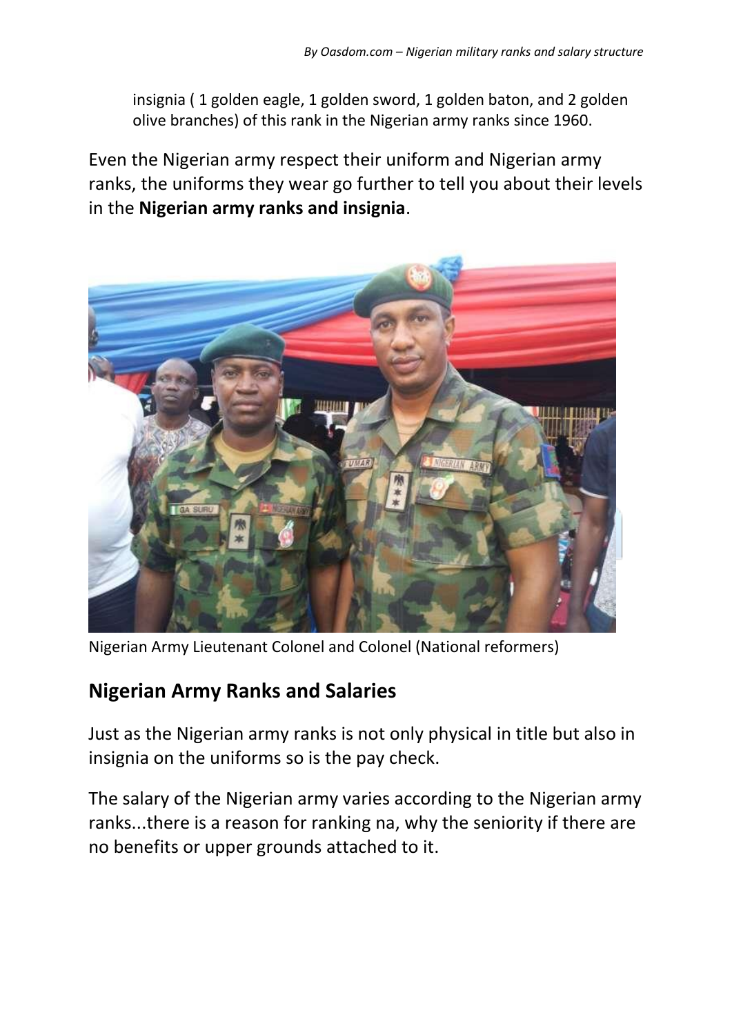insignia ( 1 golden eagle, 1 golden sword, 1 golden baton, and 2 golden olive branches) of this rank in the Nigerian army ranks since 1960.

Even the Nigerian army respect their uniform and Nigerian army ranks, the uniforms they wear go further to tell you about their levels in the **Nigerian army ranks and insignia**.

Nigerian Army Lieutenant Colonel and Colonel (National reformers)

## Nigerian Army Ranks and Salaries

Just as the Nigerian army ranks is not only physical in title but also in insignia on the uniforms so is the pay check.

The salary of the Nigerian army varies according to the Nigerian army ranks...there is a reason for ranking na, why the seniority if there are no benefits or upper grounds attached to it.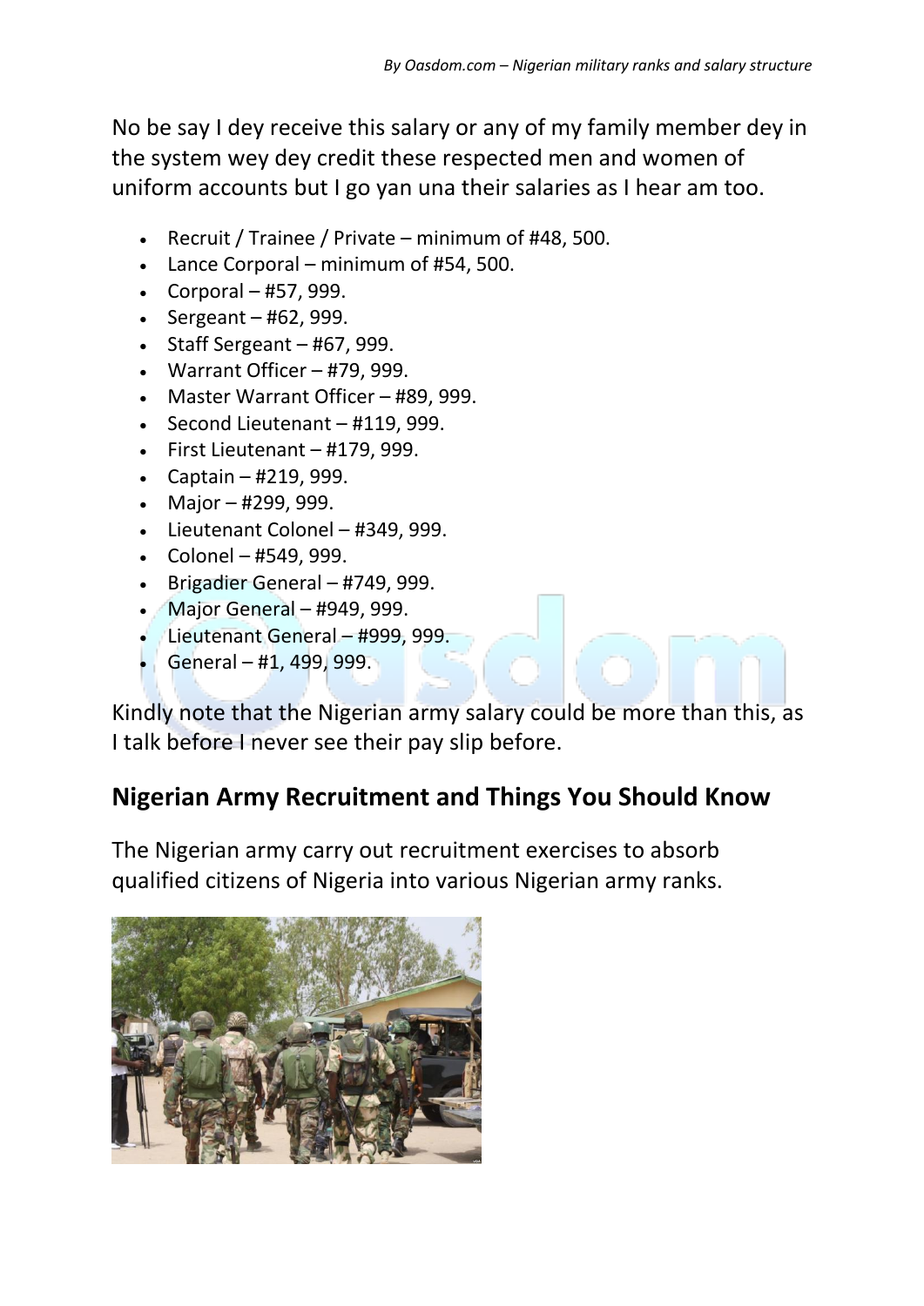No be say I dey receive this salary or any of my family member dey in the system wey dey credit these respected men and women of uniform accounts but I go yan una their salaries as I hear am too.

- Recruit / Trainee / Private – minimum of #48, 500.
- Lance Corporal – minimum of #54, 500.
- Corporal – #57, 999.
- Sergeant – #62, 999.
- Staff Sergeant – #67, 999.
- Warrant Officer – #79, 999.
- Master Warrant Officer – #89, 999.
- Second Lieutenant – #119, 999.
- First Lieutenant – #179, 999.
- Captain – #219, 999.
- Major – #299, 999.
- Lieutenant Colonel – #349, 999.
- Colonel – #549, 999.
- Brigadier General – #749, 999.
- Major General – #949, 999.
- Lieutenant General – #999, 999.
- General – #1, 499, 999.

Kindly note that the Nigerian army salary could be more than this, as I talk before I never see their pay slip before.

## Nigerian Army Recruitment and Things You Should Know

The Nigerian army carry out recruitment exercises to absorb qualified citizens of Nigeria into various Nigerian army ranks.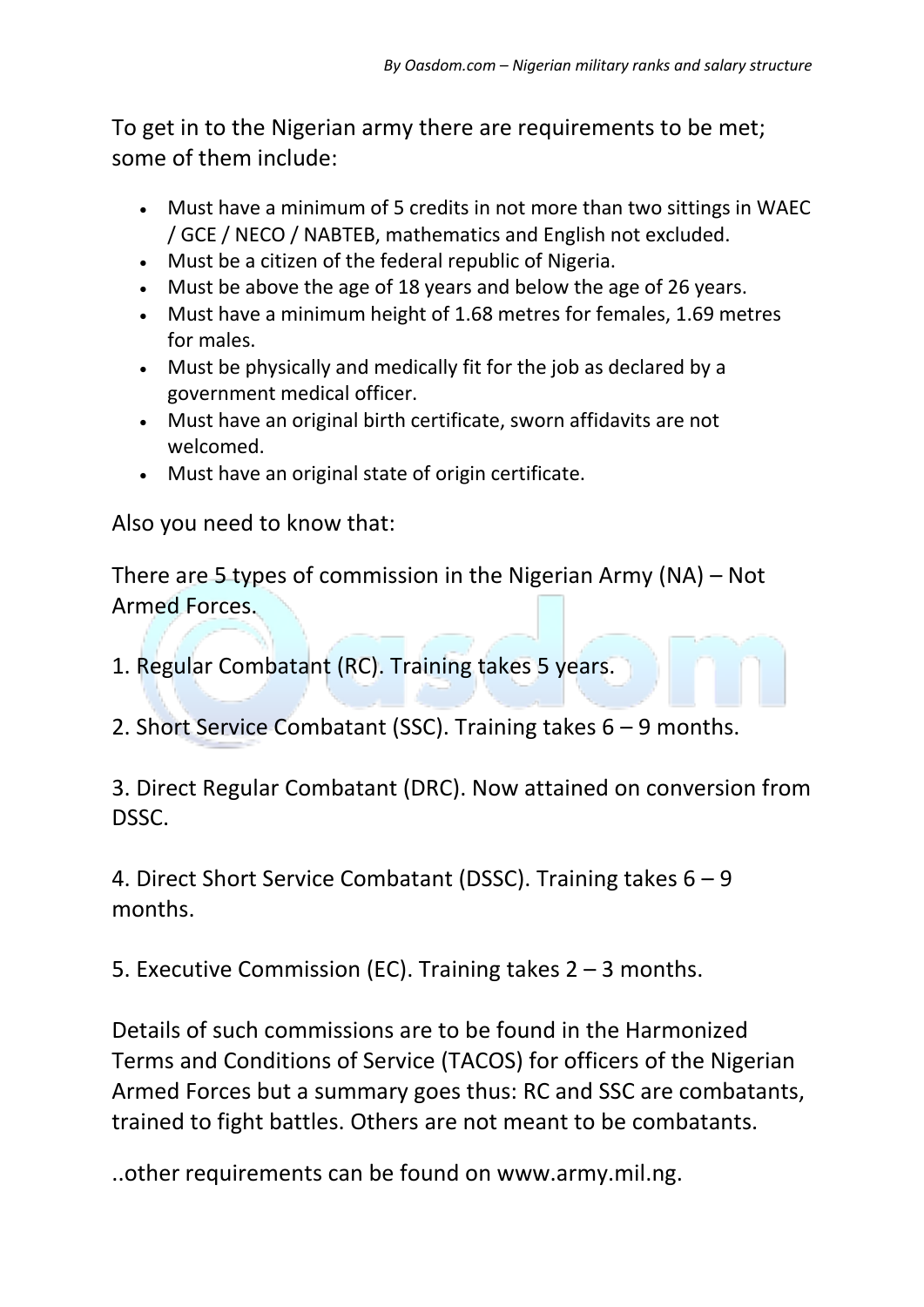To get in to the Nigerian army there are requirements to be met; some of them include:

- Must have a minimum of 5 credits in not more than two sittings in WAEC / GCE / NECO / NABTEB, mathematics and English not excluded.
- Must be a citizen of the federal republic of Nigeria.
- Must be above the age of 18 years and below the age of 26 years.
- Must have a minimum height of 1.68 metres for females, 1.69 metres for males.
- Must be physically and medically fit for the job as declared by a government medical officer.
- Must have an original birth certificate, sworn affidavits are not welcomed.
- Must have an original state of origin certificate.

Also you need to know that:

There are 5 types of commission in the Nigerian Army (NA) – Not Armed Forces.

1. Regular Combatant (RC). Training takes 5 years.

2. Short Service Combatant (SSC). Training takes 6 – 9 months.

3. Direct Regular Combatant (DRC). Now attained on conversion from DSSC.

4. Direct Short Service Combatant (DSSC). Training takes 6 – 9 months.

5. Executive Commission (EC). Training takes 2 – 3 months.

Details of such commissions are to be found in the Harmonized Terms and Conditions of Service (TACOS) for officers of the Nigerian Armed Forces but a summary goes thus: RC and SSC are combatants, trained to fight battles. Others are not meant to be combatants.

..other requirements can be found on www.army.mil.ng.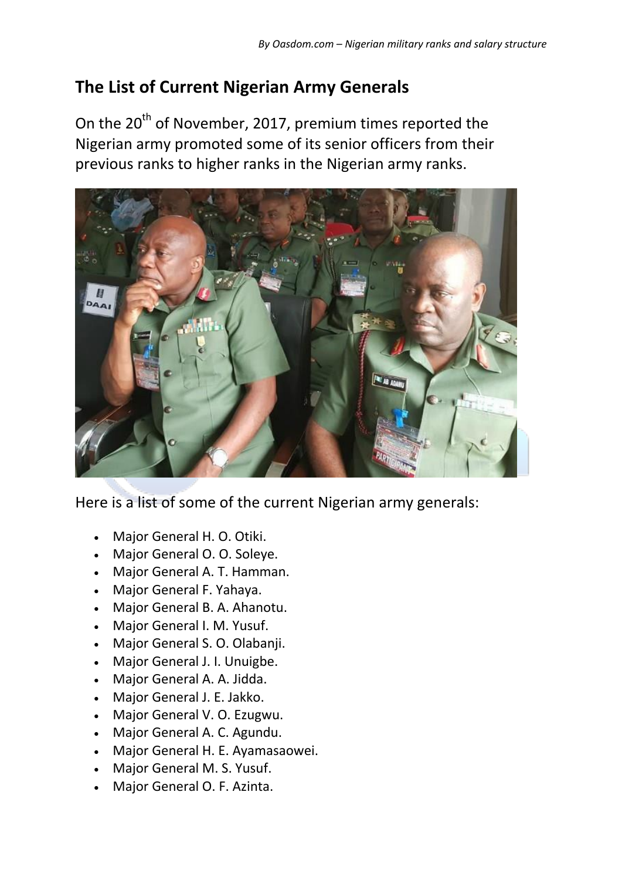## The List of Current Nigerian Army Generals

On the 20th of November, 2017, premium times reported the Nigerian army promoted some of its senior officers from their previous ranks to higher ranks in the Nigerian army ranks.

Here is a list of some of the current Nigerian army generals:

- Major General H. O. Otiki.
- Major General O. O. Soleye.
- Major General A. T. Hamman.
- Major General F. Yahaya.
- Major General B. A. Ahanotu.
- Major General I. M. Yusuf.
- Major General S. O. Olabanji.
- Major General J. I. Unuigbe.
- Major General A. A. Jidda.
- Major General J. E. Jakko.
- Major General V. O. Ezugwu.
- Major General A. C. Agundu.
- Major General H. E. Ayamasaowei.
- Major General M. S. Yusuf.
- Major General O. F. Azinta.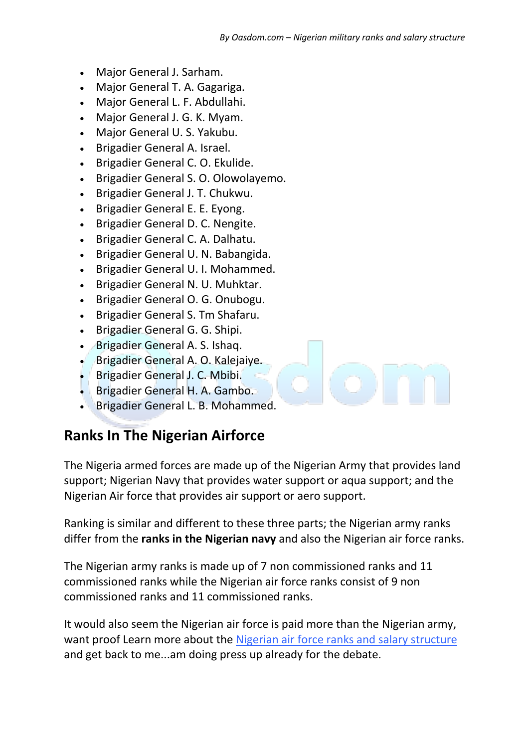- Major General J. Sarham.
- Major General T. A. Gagariga.
- Major General L. F. Abdullahi.
- Major General J. G. K. Myam.
- Major General U. S. Yakubu.
- Brigadier General A. Israel.
- Brigadier General C. O. Ekulide.
- Brigadier General S. O. Olowolayemo.
- Brigadier General J. T. Chukwu.
- Brigadier General E. E. Eyong.
- Brigadier General D. C. Nengite.
- Brigadier General C. A. Dalhatu.
- Brigadier General U. N. Babangida.
- Brigadier General U. I. Mohammed.
- Brigadier General N. U. Muhktar.
- Brigadier General O. G. Onubogu.
- Brigadier General S. Tm Shafaru.
- Brigadier General G. G. Shipi.
- Brigadier General A. S. Ishaq.
- Brigadier General A. O. Kalejaiye.
- Brigadier General J. C. Mbibi.
- Brigadier General H. A. Gambo.
- Brigadier General L. B. Mohammed.

## Ranks In The Nigerian Airforce

The Nigeria armed forces are made up of the Nigerian Army that provides land support; Nigerian Navy that provides water support or aqua support; and the Nigerian Air force that provides air support or aero support.

Ranking is similar and different to these three parts; the Nigerian army ranks differ from the **ranks in the Nigerian navy** and also the Nigerian air force ranks.

The Nigerian army ranks is made up of 7 non commissioned ranks and 11 commissioned ranks while the Nigerian air force ranks consist of 9 non commissioned ranks and 11 commissioned ranks.

It would also seem the Nigerian air force is paid more than the Nigerian army, want proof Learn more about the Nigerian air force ranks and salary structure and get back to me...am doing press up already for the debate.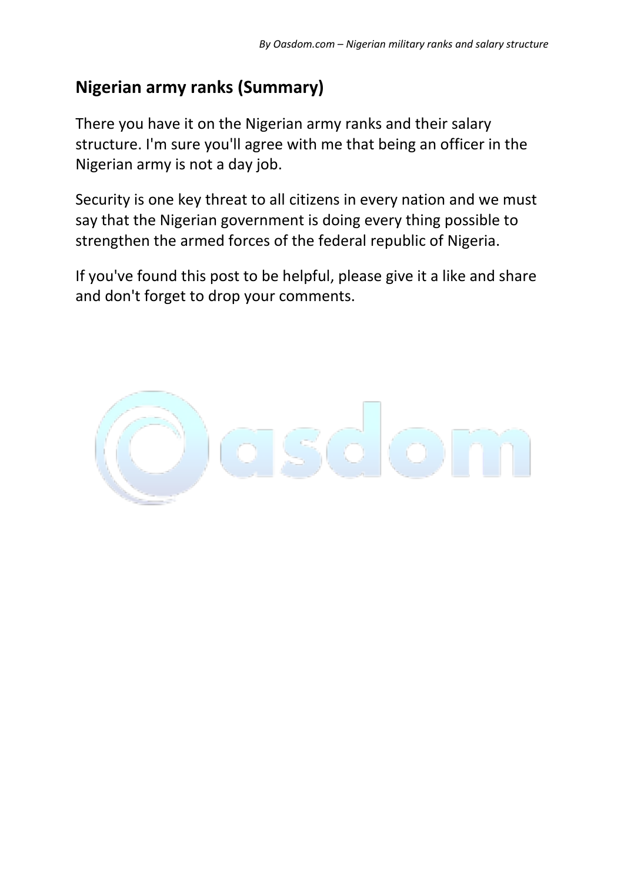## Nigerian army ranks (Summary)

There you have it on the Nigerian army ranks and their salary structure. I'm sure you'll agree with me that being an officer in the Nigerian army is not a day job.

Security is one key threat to all citizens in every nation and we must say that the Nigerian government is doing every thing possible to strengthen the armed forces of the federal republic of Nigeria.

If you've found this post to be helpful, please give it a like and share and don't forget to drop your comments.